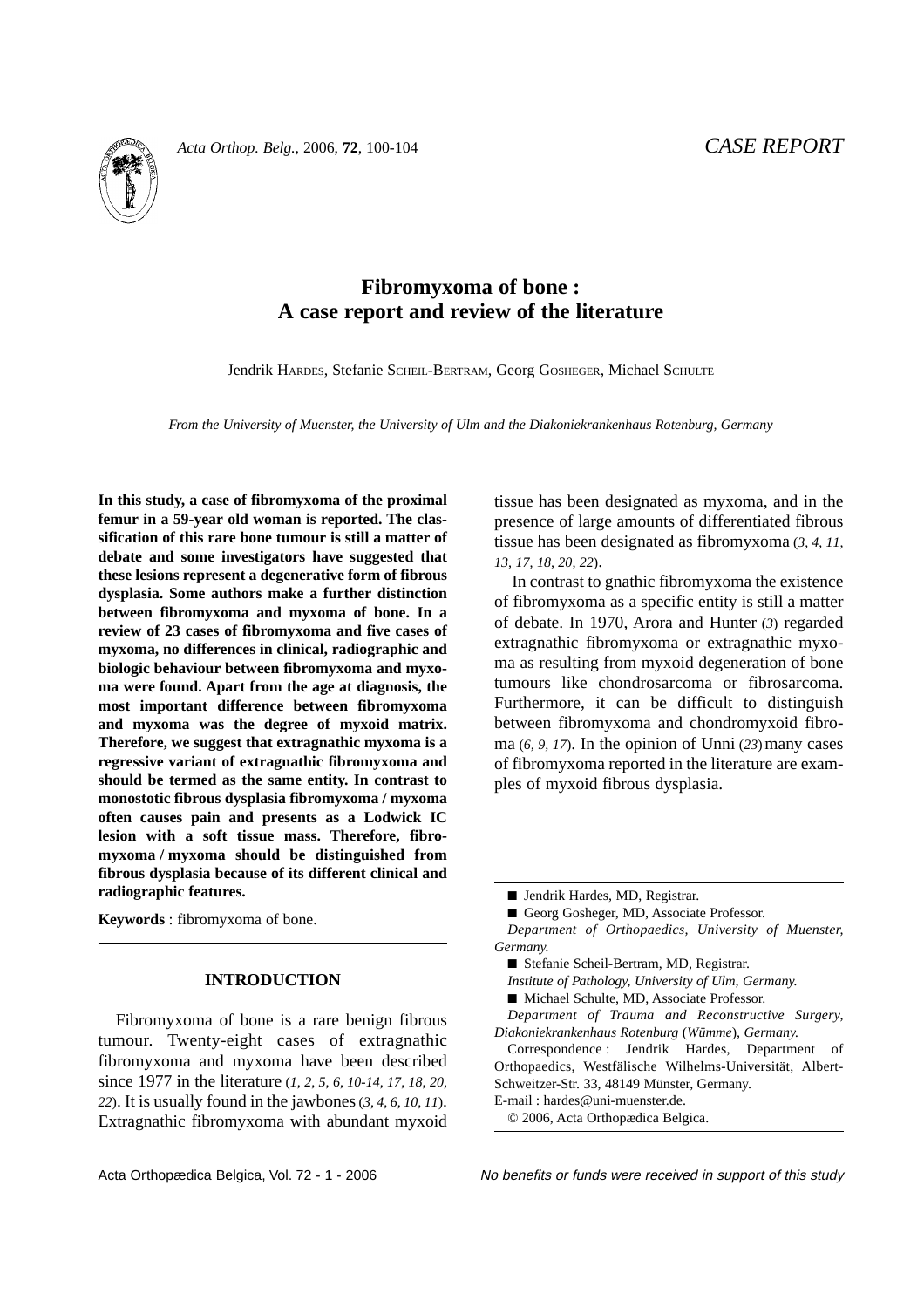CASE REPORT

# Fibromyxoma of bone : A case report and review of the literature

Jendrik HARDES, Stefanie SCHEIL-BERTRAM, Georg GOSHEGER, Michael SCHULTE

*From the University of Muenster, the University of Ulm and the Diakoniekrankenhaus Rotenburg, Germany*

**In this study, a case of fibromyxoma of the proximal femur in a 59-year old woman is reported. The classification of this rare bone tumour is still a matter of debate and some investigators have suggested that these lesions represent a degenerative form of fibrous dysplasia. Some authors make a further distinction between fibromyxoma and myxoma of bone. In a review of 23 cases of fibromyxoma and five cases of myxoma, no differences in clinical, radiographic and biologic behaviour between fibromyxoma and myxoma were found. Apart from the age at diagnosis, the most important difference between fibromyxoma and myxoma was the degree of myxoid matrix. Therefore, we suggest that extragnathic myxoma is a regressive variant of extragnathic fibromyxoma and should be termed as the same entity. In contrast to monostotic fibrous dysplasia fibromyxoma / myxoma often causes pain and presents as a Lodwick IC lesion with a soft tissue mass. Therefore, fibromyxoma / myxoma should be distinguished from fibrous dysplasia because of its different clinical and radiographic features.**

**Keywords** : fibromyxoma of bone.

## INTRODUCTION

Fibromyxoma of bone is a rare benign fibrous tumour. Twenty-eight cases of extragnathic fibromyxoma and myxoma have been described since 1977 in the literature (*1, 2, 5, 6, 10-14, 17, 18, 20, 22*). It is usually found in the jawbones (*3, 4, 6, 10, 11*). Extragnathic fibromyxoma with abundant myxoid tissue has been designated as myxoma, and in the presence of large amounts of differentiated fibrous tissue has been designated as fibromyxoma (*3, 4, 11, 13, 17, 18, 20, 22*).

In contrast to gnathic fibromyxoma the existence of fibromyxoma as a specific entity is still a matter of debate. In 1970, Arora and Hunter (*3*) regarded extragnathic fibromyxoma or extragnathic myxoma as resulting from myxoid degeneration of bone tumours like chondrosarcoma or fibrosarcoma. Furthermore, it can be difficult to distinguish between fibromyxoma and chondromyxoid fibroma (*6, 9, 17*). In the opinion of Unni (*23*) many cases of fibromyxoma reported in the literature are examples of myxoid fibrous dysplasia.

---

■ Jendrik Hardes, MD, Registrar.

■ Georg Gosheger, MD, Associate Professor.

*Department of Orthopaedics, University of Muenster, Germany.*

■ Stefanie Scheil-Bertram, MD, Registrar.

*Institute of Pathology, University of Ulm, Germany.*

■ Michael Schulte, MD, Associate Professor.

*Department of Trauma and Reconstructive Surgery, Diakoniekrankenhaus Rotenburg (Wümme), Germany.*

Correspondence : Jendrik Hardes, Department of Orthopaedics, Westfälische Wilhelms-Universität, Albert-Schweitzer-Str. 33, 48149 Münster, Germany.

E-mail : hardes@uni-muenster.de.

© 2006, Acta Orthopædica Belgica.

*No benefits or funds were received in support of this study*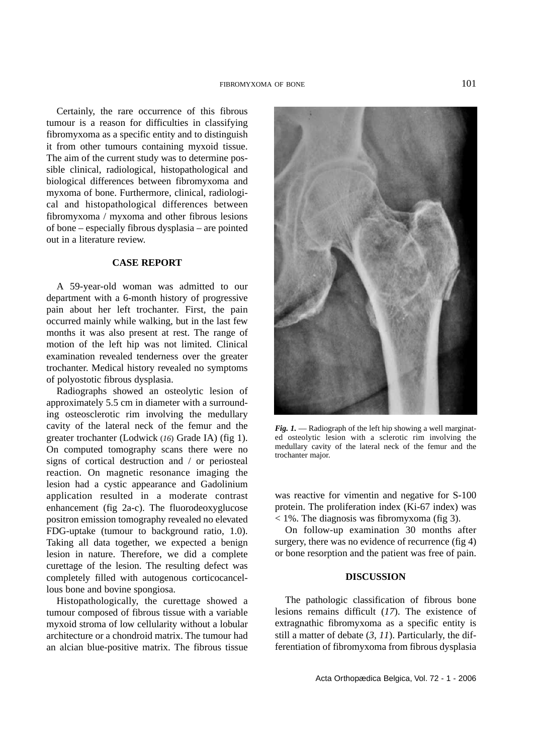Certainly, the rare occurrence of this fibrous tumour is a reason for difficulties in classifying fibromyxoma as a specific entity and to distinguish it from other tumours containing myxoid tissue. The aim of the current study was to determine possible clinical, radiological, histopathological and biological differences between fibromyxoma and myxoma of bone. Furthermore, clinical, radiological and histopathological differences between fibromyxoma / myxoma and other fibrous lesions of bone – especially fibrous dysplasia – are pointed out in a literature review.

## CASE REPORT

A 59-year-old woman was admitted to our department with a 6-month history of progressive pain about her left trochanter. First, the pain occurred mainly while walking, but in the last few months it was also present at rest. The range of motion of the left hip was not limited. Clinical examination revealed tenderness over the greater trochanter. Medical history revealed no symptoms of polyostotic fibrous dysplasia.

Radiographs showed an osteolytic lesion of approximately 5.5 cm in diameter with a surrounding osteosclerotic rim involving the medullary cavity of the lateral neck of the femur and the greater trochanter (Lodwick (*16*) Grade IA) (fig 1). On computed tomography scans there were no signs of cortical destruction and / or periosteal reaction. On magnetic resonance imaging the lesion had a cystic appearance and Gadolinium application resulted in a moderate contrast enhancement (fig 2a-c). The fluorodeoxyglucose positron emission tomography revealed no elevated FDG-uptake (tumour to background ratio, 1.0). Taking all data together, we expected a benign lesion in nature. Therefore, we did a complete curettage of the lesion. The resulting defect was completely filled with autogenous corticocancellous bone and bovine spongiosa.

Histopathologically, the curettage showed a tumour composed of fibrous tissue with a variable myxoid stroma of low cellularity without a lobular architecture or a chondroid matrix. The tumour had an alcian blue-positive matrix. The fibrous tissue was reactive for vimentin and negative for S-100 protein. The proliferation index (Ki-67 index) was < 1%. The diagnosis was fibromyxoma (fig 3).

On follow-up examination 30 months after surgery, there was no evidence of recurrence (fig 4) or bone resorption and the patient was free of pain.

***Fig. 1.*** — Radiograph of the left hip showing a well marginated osteolytic lesion with a sclerotic rim involving the medullary cavity of the lateral neck of the femur and the trochanter major.

## DISCUSSION

The pathologic classification of fibrous bone lesions remains difficult (*17*). The existence of extragnathic fibromyxoma as a specific entity is still a matter of debate (*3*, *11*). Particularly, the differentiation of fibromyxoma from fibrous dysplasia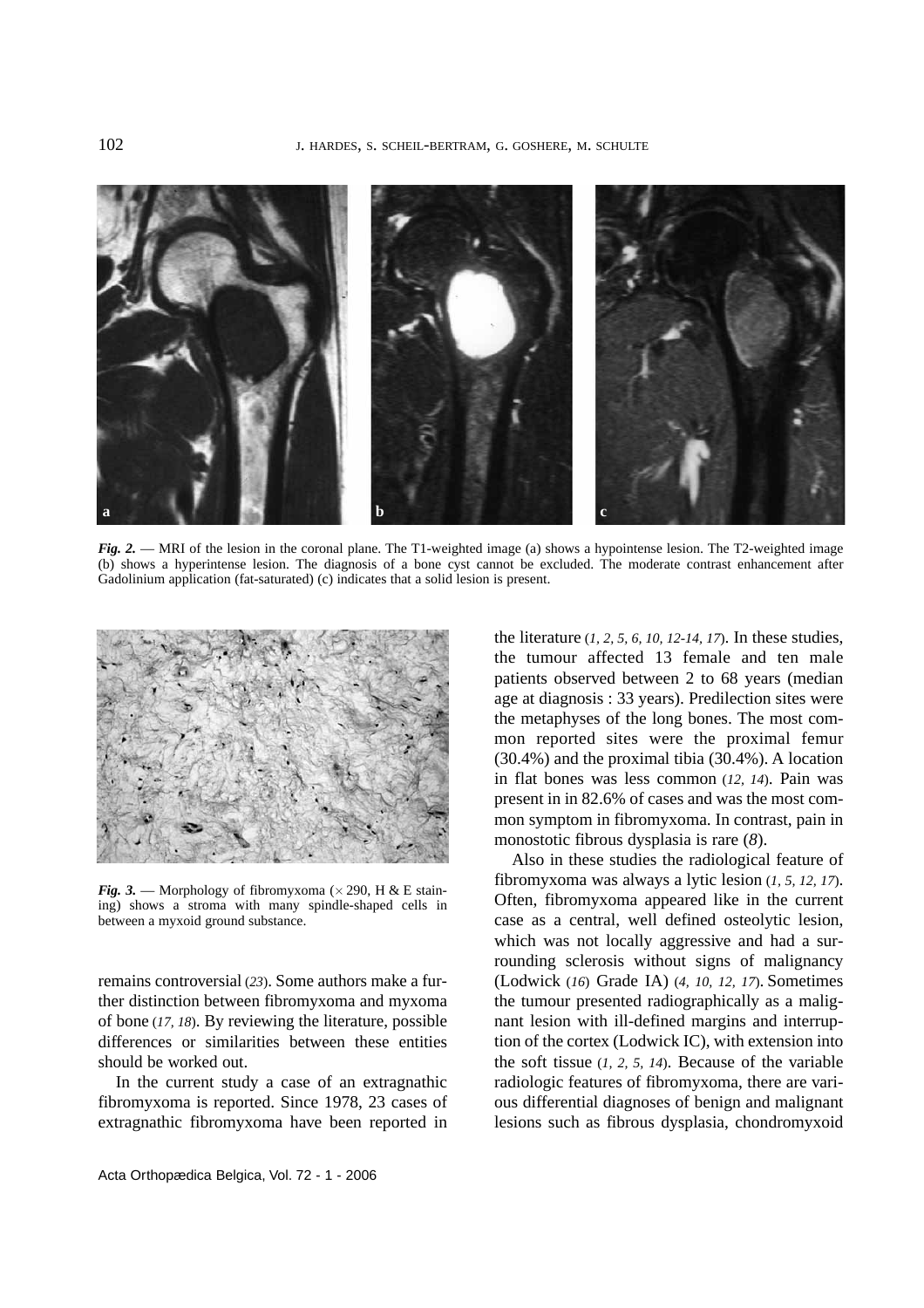*Fig. 2.* — MRI of the lesion in the coronal plane. The T1-weighted image (a) shows a hypointense lesion. The T2-weighted image (b) shows a hyperintense lesion. The diagnosis of a bone cyst cannot be excluded. The moderate contrast enhancement after Gadolinium application (fat-saturated) (c) indicates that a solid lesion is present.

*Fig. 3.* — Morphology of fibromyxoma (× 290, H & E staining) shows a stroma with many spindle-shaped cells in between a myxoid ground substance.

remains controversial (*23*). Some authors make a further distinction between fibromyxoma and myxoma of bone (*17, 18*). By reviewing the literature, possible differences or similarities between these entities should be worked out.

In the current study a case of an extragnathic fibromyxoma is reported. Since 1978, 23 cases of extragnathic fibromyxoma have been reported in the literature (*1, 2, 5, 6, 10, 12-14, 17*). In these studies, the tumour affected 13 female and ten male patients observed between 2 to 68 years (median age at diagnosis : 33 years). Predilection sites were the metaphyses of the long bones. The most common reported sites were the proximal femur (30.4%) and the proximal tibia (30.4%). A location in flat bones was less common (*12, 14*). Pain was present in in 82.6% of cases and was the most common symptom in fibromyxoma. In contrast, pain in monostotic fibrous dysplasia is rare (*8*).

Also in these studies the radiological feature of fibromyxoma was always a lytic lesion (*1, 5, 12, 17*). Often, fibromyxoma appeared like in the current case as a central, well defined osteolytic lesion, which was not locally aggressive and had a surrounding sclerosis without signs of malignancy (Lodwick (*16*) Grade IA) (*4, 10, 12, 17*). Sometimes the tumour presented radiographically as a malignant lesion with ill-defined margins and interruption of the cortex (Lodwick IC), with extension into the soft tissue (*1, 2, 5, 14*). Because of the variable radiologic features of fibromyxoma, there are various differential diagnoses of benign and malignant lesions such as fibrous dysplasia, chondromyxoid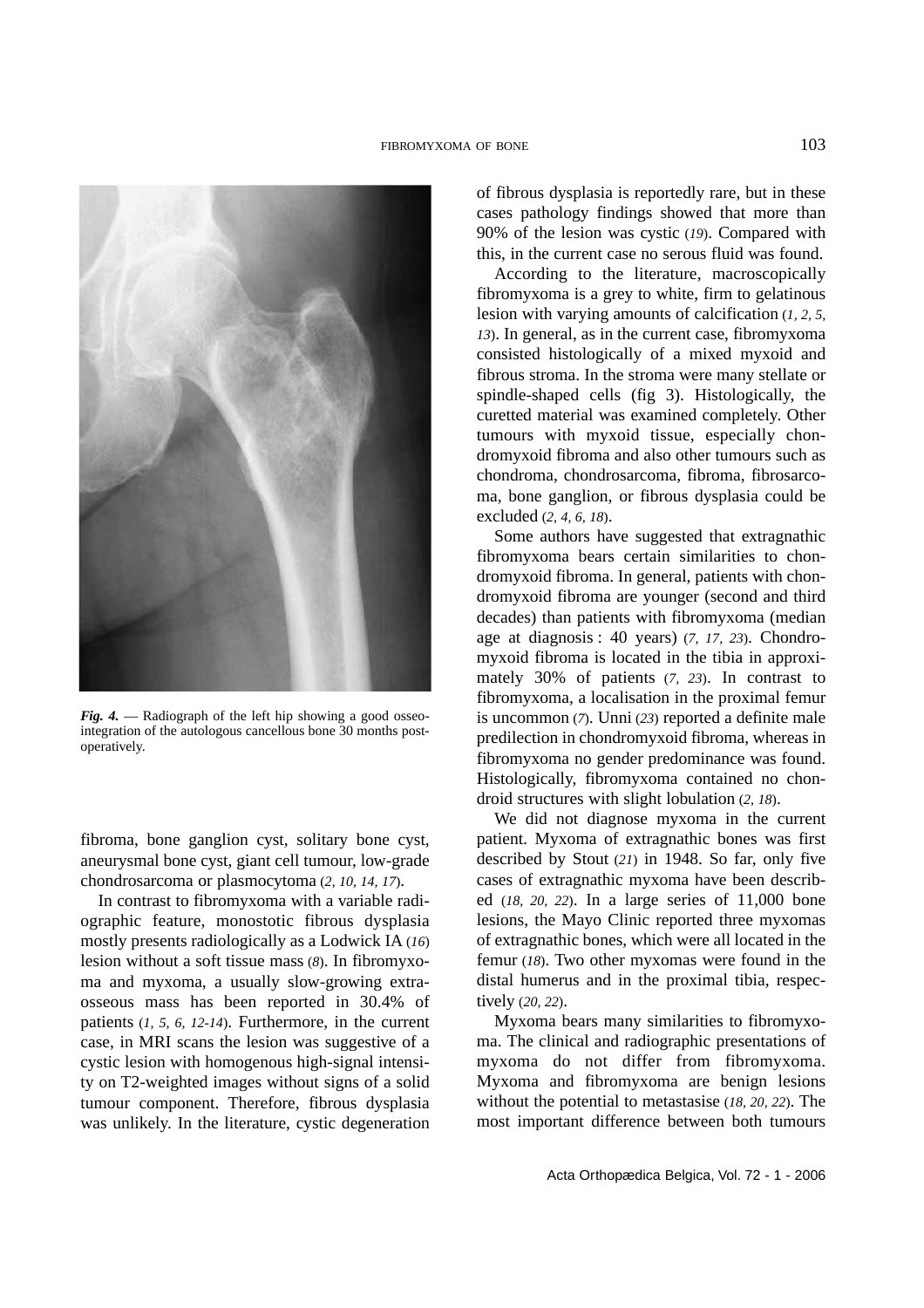*Fig. 4.* — Radiograph of the left hip showing a good osseo-integration of the autologous cancellous bone 30 months postoperatively.

fibroma, bone ganglion cyst, solitary bone cyst, aneurysmal bone cyst, giant cell tumour, low-grade chondrosarcoma or plasmocytoma (*2, 10, 14, 17*).

In contrast to fibromyxoma with a variable radiographic feature, monostotic fibrous dysplasia mostly presents radiologically as a Lodwick IA (*16*) lesion without a soft tissue mass (*8*). In fibromyxoma and myxoma, a usually slow-growing extra-osseous mass has been reported in 30.4% of patients (*1, 5, 6, 12-14*). Furthermore, in the current case, in MRI scans the lesion was suggestive of a cystic lesion with homogenous high-signal intensity on T2-weighted images without signs of a solid tumour component. Therefore, fibrous dysplasia was unlikely. In the literature, cystic degeneration of fibrous dysplasia is reportedly rare, but in these cases pathology findings showed that more than 90% of the lesion was cystic (*19*). Compared with this, in the current case no serous fluid was found.

According to the literature, macroscopically fibromyxoma is a grey to white, firm to gelatinous lesion with varying amounts of calcification (*1, 2, 5, 13*). In general, as in the current case, fibromyxoma consisted histologically of a mixed myxoid and fibrous stroma. In the stroma were many stellate or spindle-shaped cells (fig 3). Histologically, the curetted material was examined completely. Other tumours with myxoid tissue, especially chondromyxoid fibroma and also other tumours such as chondroma, chondrosarcoma, fibroma, fibrosarcoma, bone ganglion, or fibrous dysplasia could be excluded (*2, 4, 6, 18*).

Some authors have suggested that extragnathic fibromyxoma bears certain similarities to chondromyxoid fibroma. In general, patients with chondromyxoid fibroma are younger (second and third decades) than patients with fibromyxoma (median age at diagnosis : 40 years) (*7, 17, 23*). Chondromyxoid fibroma is located in the tibia in approximately 30% of patients (*7, 23*). In contrast to fibromyxoma, a localisation in the proximal femur is uncommon (*7*). Unni (*23*) reported a definite male predilection in chondromyxoid fibroma, whereas in fibromyxoma no gender predominance was found. Histologically, fibromyxoma contained no chondroid structures with slight lobulation (*2, 18*).

We did not diagnose myxoma in the current patient. Myxoma of extragnathic bones was first described by Stout (*21*) in 1948. So far, only five cases of extragnathic myxoma have been described (*18, 20, 22*). In a large series of 11,000 bone lesions, the Mayo Clinic reported three myxomas of extragnathic bones, which were all located in the femur (*18*). Two other myxomas were found in the distal humerus and in the proximal tibia, respectively (*20, 22*).

Myxoma bears many similarities to fibromyxoma. The clinical and radiographic presentations of myxoma do not differ from fibromyxoma. Myxoma and fibromyxoma are benign lesions without the potential to metastasise (*18, 20, 22*). The most important difference between both tumours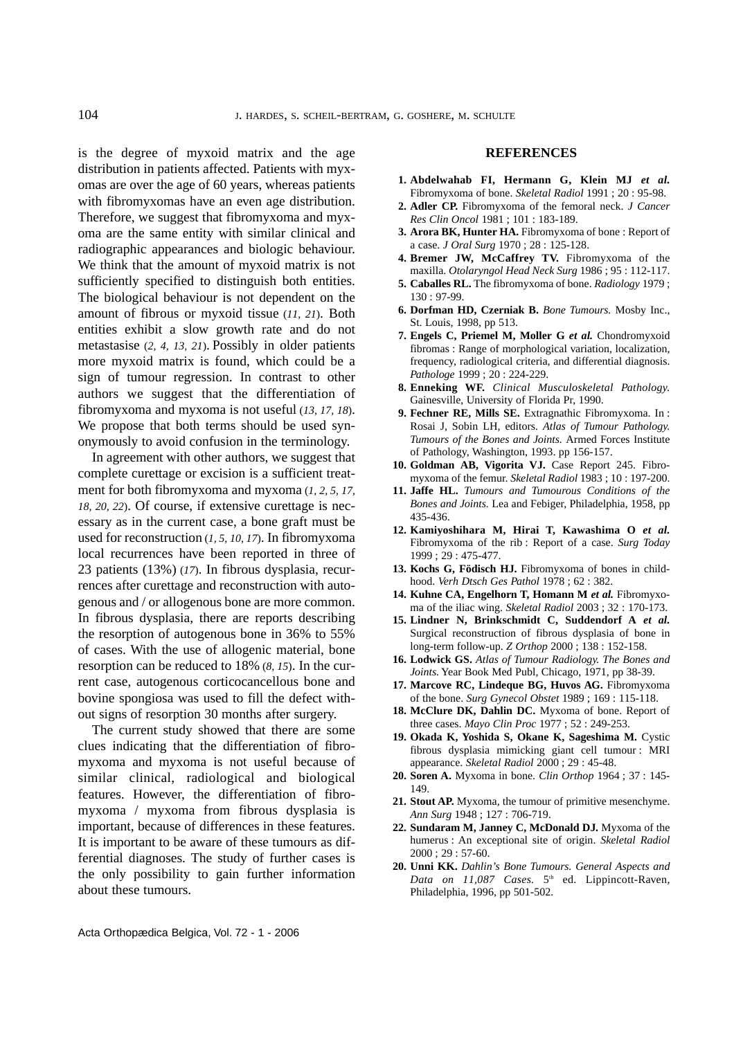is the degree of myxoid matrix and the age distribution in patients affected. Patients with myxomas are over the age of 60 years, whereas patients with fibromyxomas have an even age distribution. Therefore, we suggest that fibromyxoma and myxoma are the same entity with similar clinical and radiographic appearances and biologic behaviour. We think that the amount of myxoid matrix is not sufficiently specified to distinguish both entities. The biological behaviour is not dependent on the amount of fibrous or myxoid tissue (*11, 21*). Both entities exhibit a slow growth rate and do not metastasise (*2, 4, 13, 21*). Possibly in older patients more myxoid matrix is found, which could be a sign of tumour regression. In contrast to other authors we suggest that the differentiation of fibromyxoma and myxoma is not useful (*13, 17, 18*). We propose that both terms should be used synonymously to avoid confusion in the terminology.

In agreement with other authors, we suggest that complete curettage or excision is a sufficient treatment for both fibromyxoma and myxoma (*1, 2, 5, 17, 18, 20, 22*). Of course, if extensive curettage is necessary as in the current case, a bone graft must be used for reconstruction (*1, 5, 10, 17*). In fibromyxoma local recurrences have been reported in three of 23 patients (13%) (*17*). In fibrous dysplasia, recurrences after curettage and reconstruction with autogenous and / or allogenous bone are more common. In fibrous dysplasia, there are reports describing the resorption of autogenous bone in 36% to 55% of cases. With the use of allogenic material, bone resorption can be reduced to 18% (*8, 15*). In the current case, autogenous corticocancellous bone and bovine spongiosa was used to fill the defect without signs of resorption 30 months after surgery.

The current study showed that there are some clues indicating that the differentiation of fibromyxoma and myxoma is not useful because of similar clinical, radiological and biological features. However, the differentiation of fibromyxoma / myxoma from fibrous dysplasia is important, because of differences in these features. It is important to be aware of these tumours as differential diagnoses. The study of further cases is the only possibility to gain further information about these tumours.

## REFERENCES

1. **Abdelwahab FI, Hermann G, Klein MJ *et al.*** Fibromyxoma of bone. *Skeletal Radiol* 1991 ; 20 : 95-98.
2. **Adler CP.** Fibromyxoma of the femoral neck. *J Cancer Res Clin Oncol* 1981 ; 101 : 183-189.
3. **Arora BK, Hunter HA.** Fibromyxoma of bone : Report of a case. *J Oral Surg* 1970 ; 28 : 125-128.
4. **Bremer JW, McCaffrey TV.** Fibromyxoma of the maxilla. *Otolaryngol Head Neck Surg* 1986 ; 95 : 112-117.
5. **Caballes RL.** The fibromyxoma of bone. *Radiology* 1979 ; 130 : 97-99.
6. **Dorfman HD, Czerniak B.** *Bone Tumours.* Mosby Inc., St. Louis, 1998, pp 513.
7. **Engels C, Priemel M, Moller G *et al.*** Chondromyxoid fibromas : Range of morphological variation, localization, frequency, radiological criteria, and differential diagnosis. *Pathologe* 1999 ; 20 : 224-229.
8. **Enneking WF.** *Clinical Musculoskeletal Pathology.* Gainesville, University of Florida Pr, 1990.
9. **Fechner RE, Mills SE.** Extragnathic Fibromyxoma. In : Rosai J, Sobin LH, editors. *Atlas of Tumour Pathology. Tumours of the Bones and Joints.* Armed Forces Institute of Pathology, Washington, 1993. pp 156-157.
10. **Goldman AB, Vigorita VJ.** Case Report 245. Fibromyxoma of the femur. *Skeletal Radiol* 1983 ; 10 : 197-200.
11. **Jaffe HL.** *Tumours and Tumourous Conditions of the Bones and Joints.* Lea and Febiger, Philadelphia, 1958, pp 435-436.
12. **Kamiyoshihara M, Hirai T, Kawashima O *et al.*** Fibromyxoma of the rib : Report of a case. *Surg Today* 1999 ; 29 : 475-477.
13. **Kochs G, Födisch HJ.** Fibromyxoma of bones in childhood. *Verh Dtsch Ges Pathol* 1978 ; 62 : 382.
14. **Kuhne CA, Engelhorn T, Homann M *et al.*** Fibromyxoma of the iliac wing. *Skeletal Radiol* 2003 ; 32 : 170-173.
15. **Lindner N, Brinkschmidt C, Suddendorf A *et al.*** Surgical reconstruction of fibrous dysplasia of bone in long-term follow-up. *Z Orthop* 2000 ; 138 : 152-158.
16. **Lodwick GS.** *Atlas of Tumour Radiology. The Bones and Joints.* Year Book Med Publ, Chicago, 1971, pp 38-39.
17. **Marcove RC, Lindeque BG, Huvos AG.** Fibromyxoma of the bone. *Surg Gynecol Obstet* 1989 ; 169 : 115-118.
18. **McClure DK, Dahlin DC.** Myxoma of bone. Report of three cases. *Mayo Clin Proc* 1977 ; 52 : 249-253.
19. **Okada K, Yoshida S, Okane K, Sageshima M.** Cystic fibrous dysplasia mimicking giant cell tumour : MRI appearance. *Skeletal Radiol* 2000 ; 29 : 45-48.
20. **Soren A.** Myxoma in bone. *Clin Orthop* 1964 ; 37 : 145-149.
21. **Stout AP.** Myxoma, the tumour of primitive mesenchyme. *Ann Surg* 1948 ; 127 : 706-719.
22. **Sundaram M, Janney C, McDonald DJ.** Myxoma of the humerus : An exceptional site of origin. *Skeletal Radiol* 2000 ; 29 : 57-60.

20. **Unni KK.** *Dahlin's Bone Tumours. General Aspects and Data on 11,087 Cases.* 5th ed. Lippincott-Raven, Philadelphia, 1996, pp 501-502.